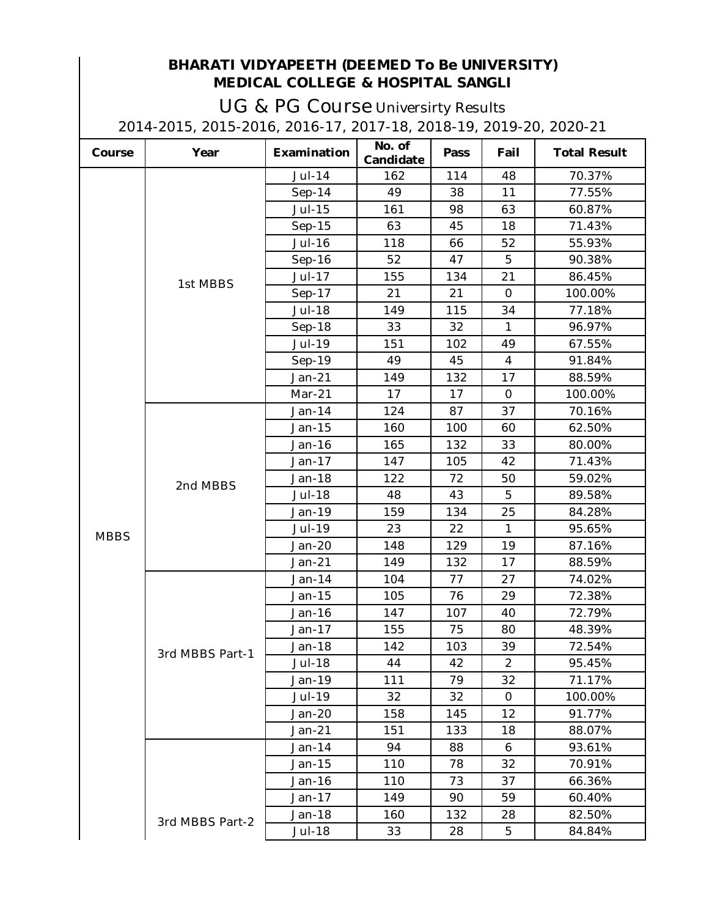**BHARATI VIDYAPEETH (DEEMED To Be UNIVERSITY)**
**MEDICAL COLLEGE & HOSPITAL SANGLI**

UG & PG Course Universirty Results

2014-2015, 2015-2016, 2016-17, 2017-18, 2018-19, 2019-20, 2020-21

| Course | Year | Examination | No. of Candidate | Pass | Fail | Total Result |
|---|---|---|---|---|---|---|
| MBBS | 1st MBBS | Jul-14 | 162 | 114 | 48 | 70.37% |
| | | Sep-14 | 49 | 38 | 11 | 77.55% |
| | | Jul-15 | 161 | 98 | 63 | 60.87% |
| | | Sep-15 | 63 | 45 | 18 | 71.43% |
| | | Jul-16 | 118 | 66 | 52 | 55.93% |
| | | Sep-16 | 52 | 47 | 5 | 90.38% |
| | | Jul-17 | 155 | 134 | 21 | 86.45% |
| | | Sep-17 | 21 | 21 | 0 | 100.00% |
| | | Jul-18 | 149 | 115 | 34 | 77.18% |
| | | Sep-18 | 33 | 32 | 1 | 96.97% |
| | | Jul-19 | 151 | 102 | 49 | 67.55% |
| | | Sep-19 | 49 | 45 | 4 | 91.84% |
| | | Jan-21 | 149 | 132 | 17 | 88.59% |
| | | Mar-21 | 17 | 17 | 0 | 100.00% |
| | 2nd MBBS | Jan-14 | 124 | 87 | 37 | 70.16% |
| | | Jan-15 | 160 | 100 | 60 | 62.50% |
| | | Jan-16 | 165 | 132 | 33 | 80.00% |
| | | Jan-17 | 147 | 105 | 42 | 71.43% |
| | | Jan-18 | 122 | 72 | 50 | 59.02% |
| | | Jul-18 | 48 | 43 | 5 | 89.58% |
| | | Jan-19 | 159 | 134 | 25 | 84.28% |
| | | Jul-19 | 23 | 22 | 1 | 95.65% |
| | | Jan-20 | 148 | 129 | 19 | 87.16% |
| | | Jan-21 | 149 | 132 | 17 | 88.59% |
| | 3rd MBBS Part-1 | Jan-14 | 104 | 77 | 27 | 74.02% |
| | | Jan-15 | 105 | 76 | 29 | 72.38% |
| | | Jan-16 | 147 | 107 | 40 | 72.79% |
| | | Jan-17 | 155 | 75 | 80 | 48.39% |
| | | Jan-18 | 142 | 103 | 39 | 72.54% |
| | | Jul-18 | 44 | 42 | 2 | 95.45% |
| | | Jan-19 | 111 | 79 | 32 | 71.17% |
| | | Jul-19 | 32 | 32 | 0 | 100.00% |
| | | Jan-20 | 158 | 145 | 12 | 91.77% |
| | | Jan-21 | 151 | 133 | 18 | 88.07% |
| | 3rd MBBS Part-2 | Jan-14 | 94 | 88 | 6 | 93.61% |
| | | Jan-15 | 110 | 78 | 32 | 70.91% |
| | | Jan-16 | 110 | 73 | 37 | 66.36% |
| | | Jan-17 | 149 | 90 | 59 | 60.40% |
| | | Jan-18 | 160 | 132 | 28 | 82.50% |
| | | Jul-18 | 33 | 28 | 5 | 84.84% |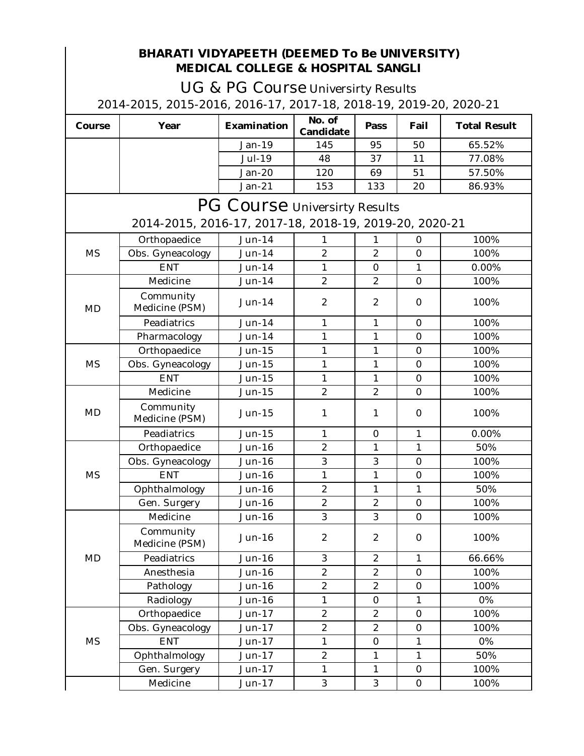**BHARATI VIDYAPEETH (DEEMED To Be UNIVERSITY)**
**MEDICAL COLLEGE & HOSPITAL SANGLI**

UG & PG Course Universirty Results

2014-2015, 2015-2016, 2016-17, 2017-18, 2018-19, 2019-20, 2020-21

| Course | Year | Examination | No. of Candidate | Pass | Fail | Total Result |
|---|---|---|---|---|---|---|
| | | Jan-19 | 145 | 95 | 50 | 65.52% |
| | | Jul-19 | 48 | 37 | 11 | 77.08% |
| | | Jan-20 | 120 | 69 | 51 | 57.50% |
| | | Jan-21 | 153 | 133 | 20 | 86.93% |

PG Course Universirty Results

2014-2015, 2016-17, 2017-18, 2018-19, 2019-20, 2020-21

| | | | | | | |
|---|---|---|---|---|---|---|
| MS | Orthopaedice | Jun-14 | 1 | 1 | 0 | 100% |
| | Obs. Gyneacology | Jun-14 | 2 | 2 | 0 | 100% |
| | ENT | Jun-14 | 1 | 0 | 1 | 0.00% |
| MD | Medicine | Jun-14 | 2 | 2 | 0 | 100% |
| | Community Medicine (PSM) | Jun-14 | 2 | 2 | 0 | 100% |
| | Peadiatrics | Jun-14 | 1 | 1 | 0 | 100% |
| | Pharmacology | Jun-14 | 1 | 1 | 0 | 100% |
| MS | Orthopaedice | Jun-15 | 1 | 1 | 0 | 100% |
| | Obs. Gyneacology | Jun-15 | 1 | 1 | 0 | 100% |
| | ENT | Jun-15 | 1 | 1 | 0 | 100% |
| MD | Medicine | Jun-15 | 2 | 2 | 0 | 100% |
| | Community Medicine (PSM) | Jun-15 | 1 | 1 | 0 | 100% |
| | Peadiatrics | Jun-15 | 1 | 0 | 1 | 0.00% |
| MS | Orthopaedice | Jun-16 | 2 | 1 | 1 | 50% |
| | Obs. Gyneacology | Jun-16 | 3 | 3 | 0 | 100% |
| | ENT | Jun-16 | 1 | 1 | 0 | 100% |
| | Ophthalmology | Jun-16 | 2 | 1 | 1 | 50% |
| | Gen. Surgery | Jun-16 | 2 | 2 | 0 | 100% |
| MD | Medicine | Jun-16 | 3 | 3 | 0 | 100% |
| | Community Medicine (PSM) | Jun-16 | 2 | 2 | 0 | 100% |
| | Peadiatrics | Jun-16 | 3 | 2 | 1 | 66.66% |
| | Anesthesia | Jun-16 | 2 | 2 | 0 | 100% |
| | Pathology | Jun-16 | 2 | 2 | 0 | 100% |
| | Radiology | Jun-16 | 1 | 0 | 1 | 0% |
| MS | Orthopaedice | Jun-17 | 2 | 2 | 0 | 100% |
| | Obs. Gyneacology | Jun-17 | 2 | 2 | 0 | 100% |
| | ENT | Jun-17 | 1 | 0 | 1 | 0% |
| | Ophthalmology | Jun-17 | 2 | 1 | 1 | 50% |
| | Gen. Surgery | Jun-17 | 1 | 1 | 0 | 100% |
| | Medicine | Jun-17 | 3 | 3 | 0 | 100% |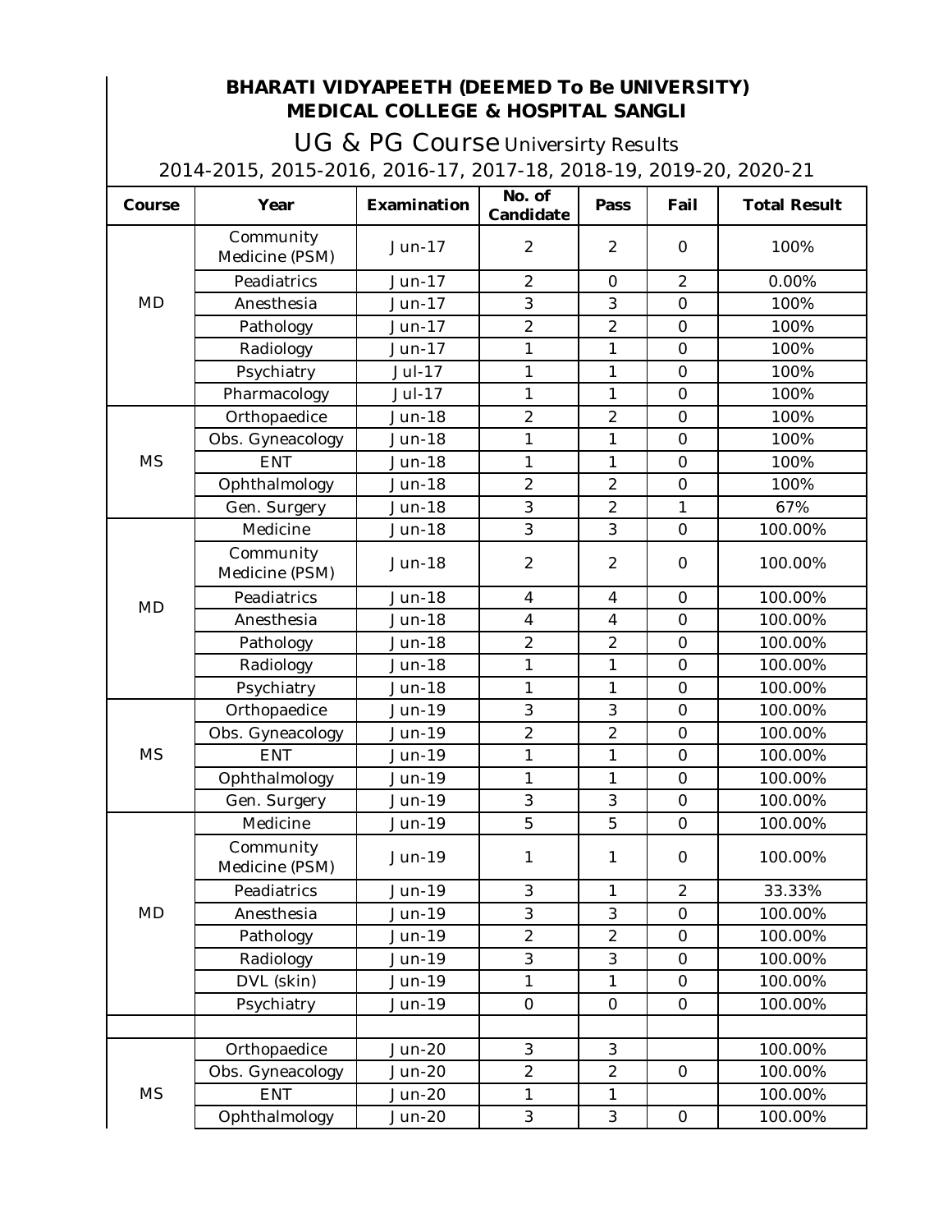**BHARATI VIDYAPEETH (DEEMED To Be UNIVERSITY)**
**MEDICAL COLLEGE & HOSPITAL SANGLI**

UG & PG Course Universirty Results

2014-2015, 2015-2016, 2016-17, 2017-18, 2018-19, 2019-20, 2020-21

| Course | Year | Examination | No. of Candidate | Pass | Fail | Total Result |
|---|---|---|---|---|---|---|
| MD | Community Medicine (PSM) | Jun-17 | 2 | 2 | 0 | 100% |
| | Peadiatrics | Jun-17 | 2 | 0 | 2 | 0.00% |
| | Anesthesia | Jun-17 | 3 | 3 | 0 | 100% |
| | Pathology | Jun-17 | 2 | 2 | 0 | 100% |
| | Radiology | Jun-17 | 1 | 1 | 0 | 100% |
| | Psychiatry | Jul-17 | 1 | 1 | 0 | 100% |
| | Pharmacology | Jul-17 | 1 | 1 | 0 | 100% |
| MS | Orthopaedice | Jun-18 | 2 | 2 | 0 | 100% |
| | Obs. Gyneacology | Jun-18 | 1 | 1 | 0 | 100% |
| | ENT | Jun-18 | 1 | 1 | 0 | 100% |
| | Ophthalmology | Jun-18 | 2 | 2 | 0 | 100% |
| | Gen. Surgery | Jun-18 | 3 | 2 | 1 | 67% |
| MD | Medicine | Jun-18 | 3 | 3 | 0 | 100.00% |
| | Community Medicine (PSM) | Jun-18 | 2 | 2 | 0 | 100.00% |
| | Peadiatrics | Jun-18 | 4 | 4 | 0 | 100.00% |
| | Anesthesia | Jun-18 | 4 | 4 | 0 | 100.00% |
| | Pathology | Jun-18 | 2 | 2 | 0 | 100.00% |
| | Radiology | Jun-18 | 1 | 1 | 0 | 100.00% |
| | Psychiatry | Jun-18 | 1 | 1 | 0 | 100.00% |
| MS | Orthopaedice | Jun-19 | 3 | 3 | 0 | 100.00% |
| | Obs. Gyneacology | Jun-19 | 2 | 2 | 0 | 100.00% |
| | ENT | Jun-19 | 1 | 1 | 0 | 100.00% |
| | Ophthalmology | Jun-19 | 1 | 1 | 0 | 100.00% |
| | Gen. Surgery | Jun-19 | 3 | 3 | 0 | 100.00% |
| MD | Medicine | Jun-19 | 5 | 5 | 0 | 100.00% |
| | Community Medicine (PSM) | Jun-19 | 1 | 1 | 0 | 100.00% |
| | Peadiatrics | Jun-19 | 3 | 1 | 2 | 33.33% |
| | Anesthesia | Jun-19 | 3 | 3 | 0 | 100.00% |
| | Pathology | Jun-19 | 2 | 2 | 0 | 100.00% |
| | Radiology | Jun-19 | 3 | 3 | 0 | 100.00% |
| | DVL (skin) | Jun-19 | 1 | 1 | 0 | 100.00% |
| | Psychiatry | Jun-19 | 0 | 0 | 0 | 100.00% |
| | | | | | | |
| MS | Orthopaedice | Jun-20 | 3 | 3 | | 100.00% |
| | Obs. Gyneacology | Jun-20 | 2 | 2 | 0 | 100.00% |
| | ENT | Jun-20 | 1 | 1 | | 100.00% |
| | Ophthalmology | Jun-20 | 3 | 3 | 0 | 100.00% |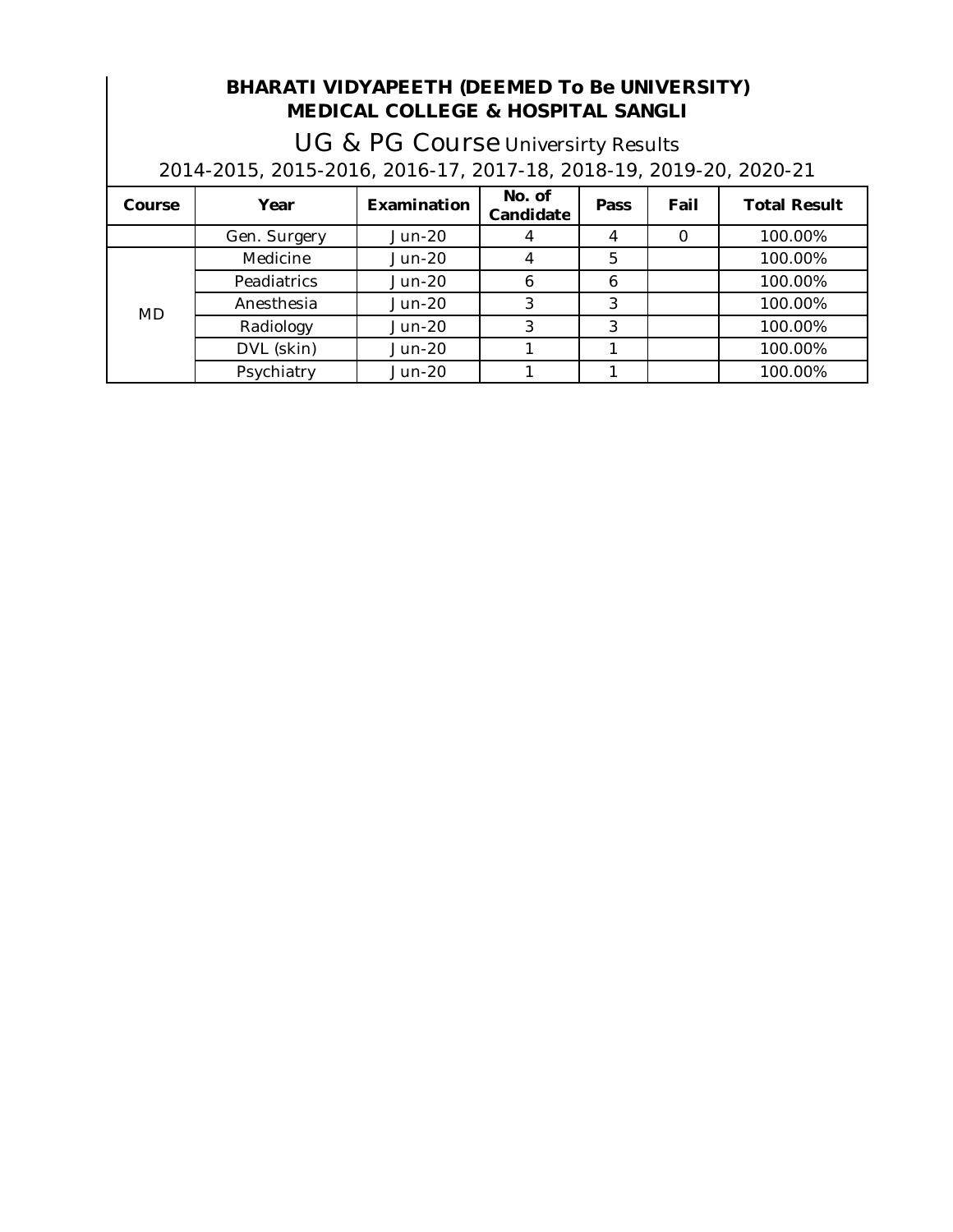**BHARATI VIDYAPEETH (DEEMED To Be UNIVERSITY)**
**MEDICAL COLLEGE & HOSPITAL SANGLI**

UG & PG Course Universirty Results

2014-2015, 2015-2016, 2016-17, 2017-18, 2018-19, 2019-20, 2020-21

| Course | Year | Examination | No. of Candidate | Pass | Fail | Total Result |
|---|---|---|---|---|---|---|
| | Gen. Surgery | Jun-20 | 4 | 4 | 0 | 100.00% |
| MD | Medicine | Jun-20 | 4 | 5 | | 100.00% |
| | Peadiatrics | Jun-20 | 6 | 6 | | 100.00% |
| | Anesthesia | Jun-20 | 3 | 3 | | 100.00% |
| | Radiology | Jun-20 | 3 | 3 | | 100.00% |
| | DVL (skin) | Jun-20 | 1 | 1 | | 100.00% |
| | Psychiatry | Jun-20 | 1 | 1 | | 100.00% |